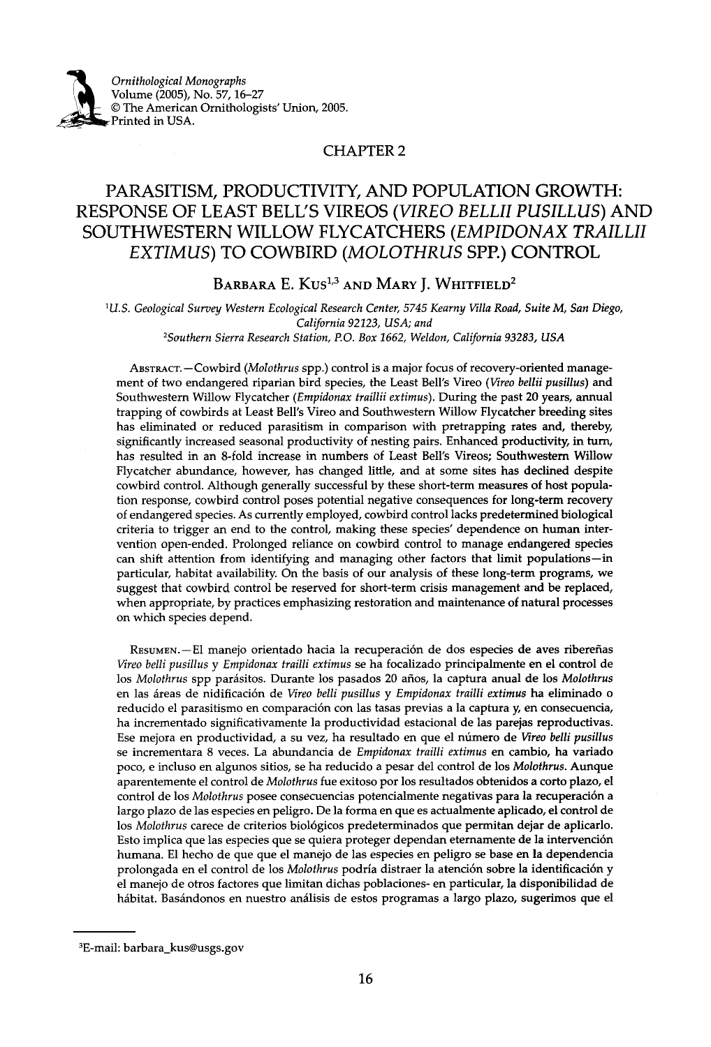Ornithological Monographs
Volume (2005), No. 57, 16–27
© The American Ornithologists' Union, 2005.
Printed in USA.

CHAPTER 2

# PARASITISM, PRODUCTIVITY, AND POPULATION GROWTH: RESPONSE OF LEAST BELL'S VIREOS (*VIREO BELLII PUSILLUS*) AND SOUTHWESTERN WILLOW FLYCATCHERS (*EMPIDONAX TRAILLII EXTIMUS*) TO COWBIRD (*MOLOTHRUS* SPP.) CONTROL

Barbara E. Kus[1,3] and Mary J. Whitfield[2]

[1]*U.S. Geological Survey Western Ecological Research Center, 5745 Kearny Villa Road, Suite M, San Diego, California 92123, USA; and*
[2]*Southern Sierra Research Station, P.O. Box 1662, Weldon, California 93283, USA*

Abstract.—Cowbird (*Molothrus* spp.) control is a major focus of recovery-oriented management of two endangered riparian bird species, the Least Bell's Vireo (*Vireo bellii pusillus*) and Southwestern Willow Flycatcher (*Empidonax traillii extimus*). During the past 20 years, annual trapping of cowbirds at Least Bell's Vireo and Southwestern Willow Flycatcher breeding sites has eliminated or reduced parasitism in comparison with pretrapping rates and, thereby, significantly increased seasonal productivity of nesting pairs. Enhanced productivity, in turn, has resulted in an 8-fold increase in numbers of Least Bell's Vireos; Southwestern Willow Flycatcher abundance, however, has changed little, and at some sites has declined despite cowbird control. Although generally successful by these short-term measures of host population response, cowbird control poses potential negative consequences for long-term recovery of endangered species. As currently employed, cowbird control lacks predetermined biological criteria to trigger an end to the control, making these species' dependence on human intervention open-ended. Prolonged reliance on cowbird control to manage endangered species can shift attention from identifying and managing other factors that limit populations—in particular, habitat availability. On the basis of our analysis of these long-term programs, we suggest that cowbird control be reserved for short-term crisis management and be replaced, when appropriate, by practices emphasizing restoration and maintenance of natural processes on which species depend.

Resumen.—El manejo orientado hacia la recuperación de dos especies de aves ribereñas *Vireo belli pusillus* y *Empidonax trailli extimus* se ha focalizado principalmente en el control de los *Molothrus* spp parásitos. Durante los pasados 20 años, la captura anual de los *Molothrus* en las áreas de nidificación de *Vireo belli pusillus* y *Empidonax trailli extimus* ha eliminado o reducido el parasitismo en comparación con las tasas previas a la captura y, en consecuencia, ha incrementado significativamente la productividad estacional de las parejas reproductivas. Ese mejora en productividad, a su vez, ha resultado en que el número de *Vireo belli pusillus* se incrementara 8 veces. La abundancia de *Empidonax trailli extimus* en cambio, ha variado poco, e incluso en algunos sitios, se ha reducido a pesar del control de los *Molothrus*. Aunque aparentemente el control de *Molothrus* fue exitoso por los resultados obtenidos a corto plazo, el control de los *Molothrus* posee consecuencias potencialmente negativas para la recuperación a largo plazo de las especies en peligro. De la forma en que es actualmente aplicado, el control de los *Molothrus* carece de criterios biológicos predeterminados que permitan dejar de aplicarlo. Esto implica que las especies que se quiera proteger dependan eternamente de la intervención humana. El hecho de que que el manejo de las especies en peligro se base en la dependencia prolongada en el control de los *Molothrus* podría distraer la atención sobre la identificación y el manejo de otros factores que limitan dichas poblaciones- en particular, la disponibilidad de hábitat. Basándonos en nuestro análisis de estos programas a largo plazo, sugerimos que el

[3]E-mail: barbara_kus@usgs.gov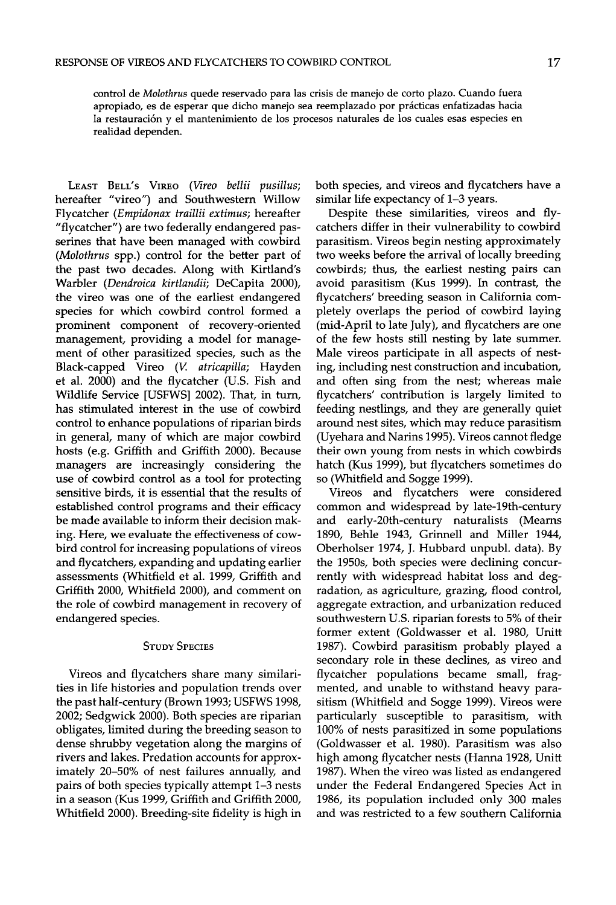control de *Molothrus* quede reservado para las crisis de manejo de corto plazo. Cuando fuera apropiado, es de esperar que dicho manejo sea reemplazado por prácticas enfatizadas hacia la restauración y el mantenimiento de los procesos naturales de los cuales esas especies en realidad dependen.

Least Bell's Vireo (*Vireo bellii pusillus*; hereafter "vireo") and Southwestern Willow Flycatcher (*Empidonax traillii extimus*; hereafter "flycatcher") are two federally endangered passerines that have been managed with cowbird (*Molothrus* spp.) control for the better part of the past two decades. Along with Kirtland's Warbler (*Dendroica kirtlandii*; DeCapita 2000), the vireo was one of the earliest endangered species for which cowbird control formed a prominent component of recovery-oriented management, providing a model for management of other parasitized species, such as the Black-capped Vireo (*V. atricapilla*; Hayden et al. 2000) and the flycatcher (U.S. Fish and Wildlife Service [USFWS] 2002). That, in turn, has stimulated interest in the use of cowbird control to enhance populations of riparian birds in general, many of which are major cowbird hosts (e.g. Griffith and Griffith 2000). Because managers are increasingly considering the use of cowbird control as a tool for protecting sensitive birds, it is essential that the results of established control programs and their efficacy be made available to inform their decision making. Here, we evaluate the effectiveness of cowbird control for increasing populations of vireos and flycatchers, expanding and updating earlier assessments (Whitfield et al. 1999, Griffith and Griffith 2000, Whitfield 2000), and comment on the role of cowbird management in recovery of endangered species.

## Study Species

Vireos and flycatchers share many similarities in life histories and population trends over the past half-century (Brown 1993; USFWS 1998, 2002; Sedgwick 2000). Both species are riparian obligates, limited during the breeding season to dense shrubby vegetation along the margins of rivers and lakes. Predation accounts for approximately 20–50% of nest failures annually, and pairs of both species typically attempt 1–3 nests in a season (Kus 1999, Griffith and Griffith 2000, Whitfield 2000). Breeding-site fidelity is high in both species, and vireos and flycatchers have a similar life expectancy of 1–3 years.

Despite these similarities, vireos and flycatchers differ in their vulnerability to cowbird parasitism. Vireos begin nesting approximately two weeks before the arrival of locally breeding cowbirds; thus, the earliest nesting pairs can avoid parasitism (Kus 1999). In contrast, the flycatchers' breeding season in California completely overlaps the period of cowbird laying (mid-April to late July), and flycatchers are one of the few hosts still nesting by late summer. Male vireos participate in all aspects of nesting, including nest construction and incubation, and often sing from the nest; whereas male flycatchers' contribution is largely limited to feeding nestlings, and they are generally quiet around nest sites, which may reduce parasitism (Uyehara and Narins 1995). Vireos cannot fledge their own young from nests in which cowbirds hatch (Kus 1999), but flycatchers sometimes do so (Whitfield and Sogge 1999).

Vireos and flycatchers were considered common and widespread by late-19th-century and early-20th-century naturalists (Mearns 1890, Behle 1943, Grinnell and Miller 1944, Oberholser 1974, J. Hubbard unpubl. data). By the 1950s, both species were declining concurrently with widespread habitat loss and degradation, as agriculture, grazing, flood control, aggregate extraction, and urbanization reduced southwestern U.S. riparian forests to 5% of their former extent (Goldwasser et al. 1980, Unitt 1987). Cowbird parasitism probably played a secondary role in these declines, as vireo and flycatcher populations became small, fragmented, and unable to withstand heavy parasitism (Whitfield and Sogge 1999). Vireos were particularly susceptible to parasitism, with 100% of nests parasitized in some populations (Goldwasser et al. 1980). Parasitism was also high among flycatcher nests (Hanna 1928, Unitt 1987). When the vireo was listed as endangered under the Federal Endangered Species Act in 1986, its population included only 300 males and was restricted to a few southern California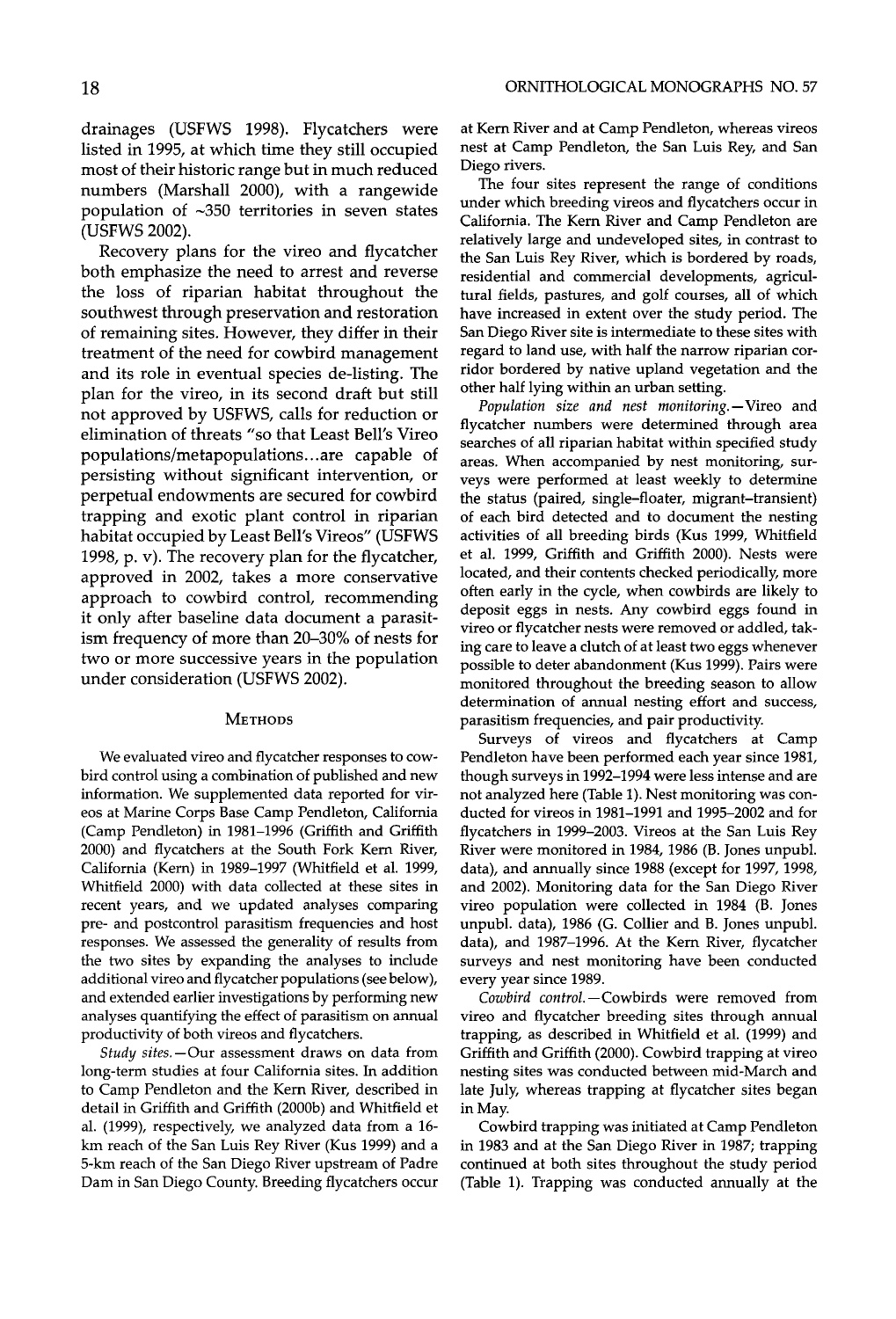drainages (USFWS 1998). Flycatchers were listed in 1995, at which time they still occupied most of their historic range but in much reduced numbers (Marshall 2000), with a rangewide population of ~350 territories in seven states (USFWS 2002).

Recovery plans for the vireo and flycatcher both emphasize the need to arrest and reverse the loss of riparian habitat throughout the southwest through preservation and restoration of remaining sites. However, they differ in their treatment of the need for cowbird management and its role in eventual species de-listing. The plan for the vireo, in its second draft but still not approved by USFWS, calls for reduction or elimination of threats "so that Least Bell's Vireo populations/metapopulations...are capable of persisting without significant intervention, or perpetual endowments are secured for cowbird trapping and exotic plant control in riparian habitat occupied by Least Bell's Vireos" (USFWS 1998, p. v). The recovery plan for the flycatcher, approved in 2002, takes a more conservative approach to cowbird control, recommending it only after baseline data document a parasitism frequency of more than 20–30% of nests for two or more successive years in the population under consideration (USFWS 2002).

## Methods

We evaluated vireo and flycatcher responses to cowbird control using a combination of published and new information. We supplemented data reported for vireos at Marine Corps Base Camp Pendleton, California (Camp Pendleton) in 1981–1996 (Griffith and Griffith 2000) and flycatchers at the South Fork Kern River, California (Kern) in 1989–1997 (Whitfield et al. 1999, Whitfield 2000) with data collected at these sites in recent years, and we updated analyses comparing pre- and postcontrol parasitism frequencies and host responses. We assessed the generality of results from the two sites by expanding the analyses to include additional vireo and flycatcher populations (see below), and extended earlier investigations by performing new analyses quantifying the effect of parasitism on annual productivity of both vireos and flycatchers.

*Study sites.*—Our assessment draws on data from long-term studies at four California sites. In addition to Camp Pendleton and the Kern River, described in detail in Griffith and Griffith (2000b) and Whitfield et al. (1999), respectively, we analyzed data from a 16-km reach of the San Luis Rey River (Kus 1999) and a 5-km reach of the San Diego River upstream of Padre Dam in San Diego County. Breeding flycatchers occur at Kern River and at Camp Pendleton, whereas vireos nest at Camp Pendleton, the San Luis Rey, and San Diego rivers.

The four sites represent the range of conditions under which breeding vireos and flycatchers occur in California. The Kern River and Camp Pendleton are relatively large and undeveloped sites, in contrast to the San Luis Rey River, which is bordered by roads, residential and commercial developments, agricultural fields, pastures, and golf courses, all of which have increased in extent over the study period. The San Diego River site is intermediate to these sites with regard to land use, with half the narrow riparian corridor bordered by native upland vegetation and the other half lying within an urban setting.

*Population size and nest monitoring.*—Vireo and flycatcher numbers were determined through area searches of all riparian habitat within specified study areas. When accompanied by nest monitoring, surveys were performed at least weekly to determine the status (paired, single–floater, migrant–transient) of each bird detected and to document the nesting activities of all breeding birds (Kus 1999, Whitfield et al. 1999, Griffith and Griffith 2000). Nests were located, and their contents checked periodically, more often early in the cycle, when cowbirds are likely to deposit eggs in nests. Any cowbird eggs found in vireo or flycatcher nests were removed or addled, taking care to leave a clutch of at least two eggs whenever possible to deter abandonment (Kus 1999). Pairs were monitored throughout the breeding season to allow determination of annual nesting effort and success, parasitism frequencies, and pair productivity.

Surveys of vireos and flycatchers at Camp Pendleton have been performed each year since 1981, though surveys in 1992–1994 were less intense and are not analyzed here (Table 1). Nest monitoring was conducted for vireos in 1981–1991 and 1995–2002 and for flycatchers in 1999–2003. Vireos at the San Luis Rey River were monitored in 1984, 1986 (B. Jones unpubl. data), and annually since 1988 (except for 1997, 1998, and 2002). Monitoring data for the San Diego River vireo population were collected in 1984 (B. Jones unpubl. data), 1986 (G. Collier and B. Jones unpubl. data), and 1987–1996. At the Kern River, flycatcher surveys and nest monitoring have been conducted every year since 1989.

*Cowbird control.*—Cowbirds were removed from vireo and flycatcher breeding sites through annual trapping, as described in Whitfield et al. (1999) and Griffith and Griffith (2000). Cowbird trapping at vireo nesting sites was conducted between mid-March and late July, whereas trapping at flycatcher sites began in May.

Cowbird trapping was initiated at Camp Pendleton in 1983 and at the San Diego River in 1987; trapping continued at both sites throughout the study period (Table 1). Trapping was conducted annually at the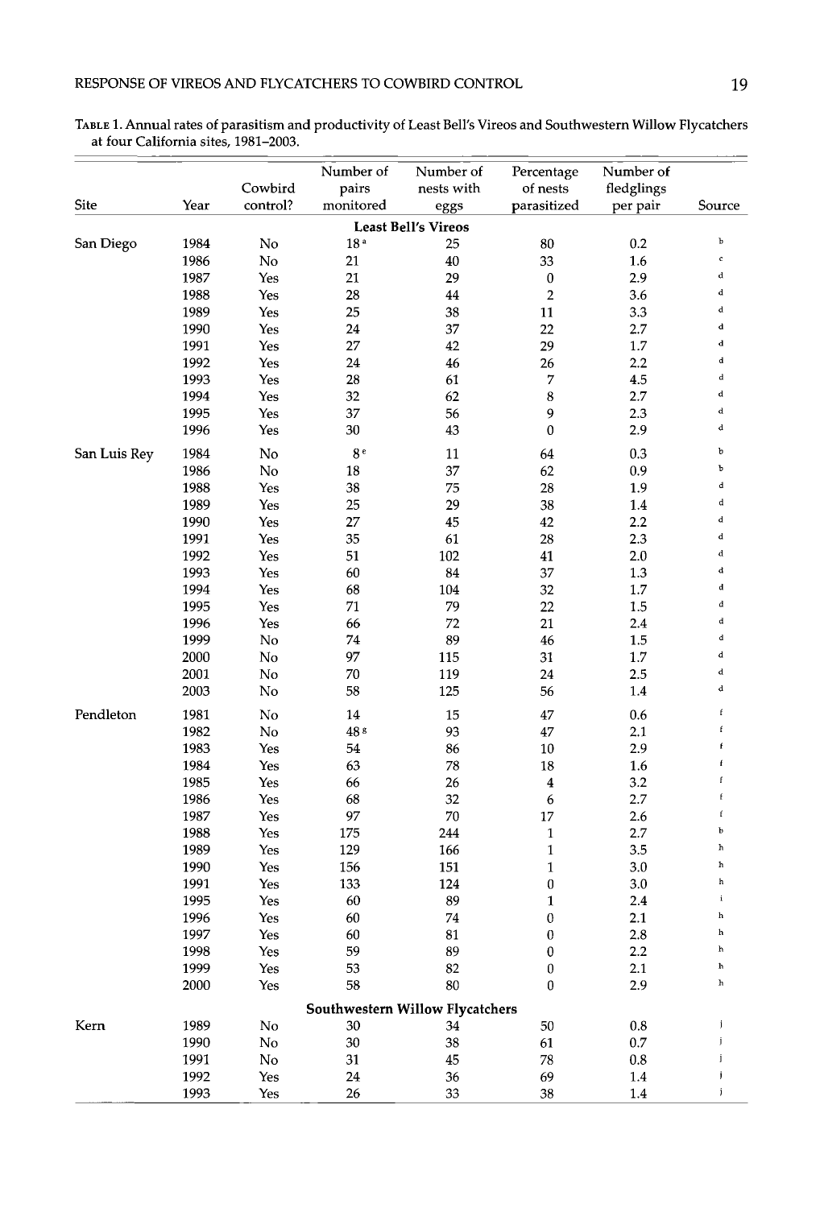TABLE 1. Annual rates of parasitism and productivity of Least Bell's Vireos and Southwestern Willow Flycatchers at four California sites, 1981–2003.

| Site | Year | Cowbird control? | Number of pairs monitored | Number of nests with eggs | Percentage of nests parasitized | Number of fledglings per pair | Source |
|---|---|---|---|---|---|---|---|
| | | | **Least Bell's Vireos** | | | | |
| San Diego | 1984 | No | 18 [a] | 25 | 80 | 0.2 | b |
| | 1986 | No | 21 | 40 | 33 | 1.6 | c |
| | 1987 | Yes | 21 | 29 | 0 | 2.9 | d |
| | 1988 | Yes | 28 | 44 | 2 | 3.6 | d |
| | 1989 | Yes | 25 | 38 | 11 | 3.3 | d |
| | 1990 | Yes | 24 | 37 | 22 | 2.7 | d |
| | 1991 | Yes | 27 | 42 | 29 | 1.7 | d |
| | 1992 | Yes | 24 | 46 | 26 | 2.2 | d |
| | 1993 | Yes | 28 | 61 | 7 | 4.5 | d |
| | 1994 | Yes | 32 | 62 | 8 | 2.7 | d |
| | 1995 | Yes | 37 | 56 | 9 | 2.3 | d |
| | 1996 | Yes | 30 | 43 | 0 | 2.9 | d |
| San Luis Rey | 1984 | No | 8 [e] | 11 | 64 | 0.3 | b |
| | 1986 | No | 18 | 37 | 62 | 0.9 | b |
| | 1988 | Yes | 38 | 75 | 28 | 1.9 | d |
| | 1989 | Yes | 25 | 29 | 38 | 1.4 | d |
| | 1990 | Yes | 27 | 45 | 42 | 2.2 | d |
| | 1991 | Yes | 35 | 61 | 28 | 2.3 | d |
| | 1992 | Yes | 51 | 102 | 41 | 2.0 | d |
| | 1993 | Yes | 60 | 84 | 37 | 1.3 | d |
| | 1994 | Yes | 68 | 104 | 32 | 1.7 | d |
| | 1995 | Yes | 71 | 79 | 22 | 1.5 | d |
| | 1996 | Yes | 66 | 72 | 21 | 2.4 | d |
| | 1999 | No | 74 | 89 | 46 | 1.5 | d |
| | 2000 | No | 97 | 115 | 31 | 1.7 | d |
| | 2001 | No | 70 | 119 | 24 | 2.5 | d |
| | 2003 | No | 58 | 125 | 56 | 1.4 | d |
| Pendleton | 1981 | No | 14 | 15 | 47 | 0.6 | f |
| | 1982 | No | 48 [g] | 93 | 47 | 2.1 | f |
| | 1983 | Yes | 54 | 86 | 10 | 2.9 | f |
| | 1984 | Yes | 63 | 78 | 18 | 1.6 | f |
| | 1985 | Yes | 66 | 26 | 4 | 3.2 | f |
| | 1986 | Yes | 68 | 32 | 6 | 2.7 | f |
| | 1987 | Yes | 97 | 70 | 17 | 2.6 | f |
| | 1988 | Yes | 175 | 244 | 1 | 2.7 | b |
| | 1989 | Yes | 129 | 166 | 1 | 3.5 | h |
| | 1990 | Yes | 156 | 151 | 1 | 3.0 | h |
| | 1991 | Yes | 133 | 124 | 0 | 3.0 | h |
| | 1995 | Yes | 60 | 89 | 1 | 2.4 | i |
| | 1996 | Yes | 60 | 74 | 0 | 2.1 | h |
| | 1997 | Yes | 60 | 81 | 0 | 2.8 | h |
| | 1998 | Yes | 59 | 89 | 0 | 2.2 | h |
| | 1999 | Yes | 53 | 82 | 0 | 2.1 | h |
| | 2000 | Yes | 58 | 80 | 0 | 2.9 | h |
| | | | **Southwestern Willow Flycatchers** | | | | |
| Kern | 1989 | No | 30 | 34 | 50 | 0.8 | j |
| | 1990 | No | 30 | 38 | 61 | 0.7 | j |
| | 1991 | No | 31 | 45 | 78 | 0.8 | j |
| | 1992 | Yes | 24 | 36 | 69 | 1.4 | j |
| | 1993 | Yes | 26 | 33 | 38 | 1.4 | j |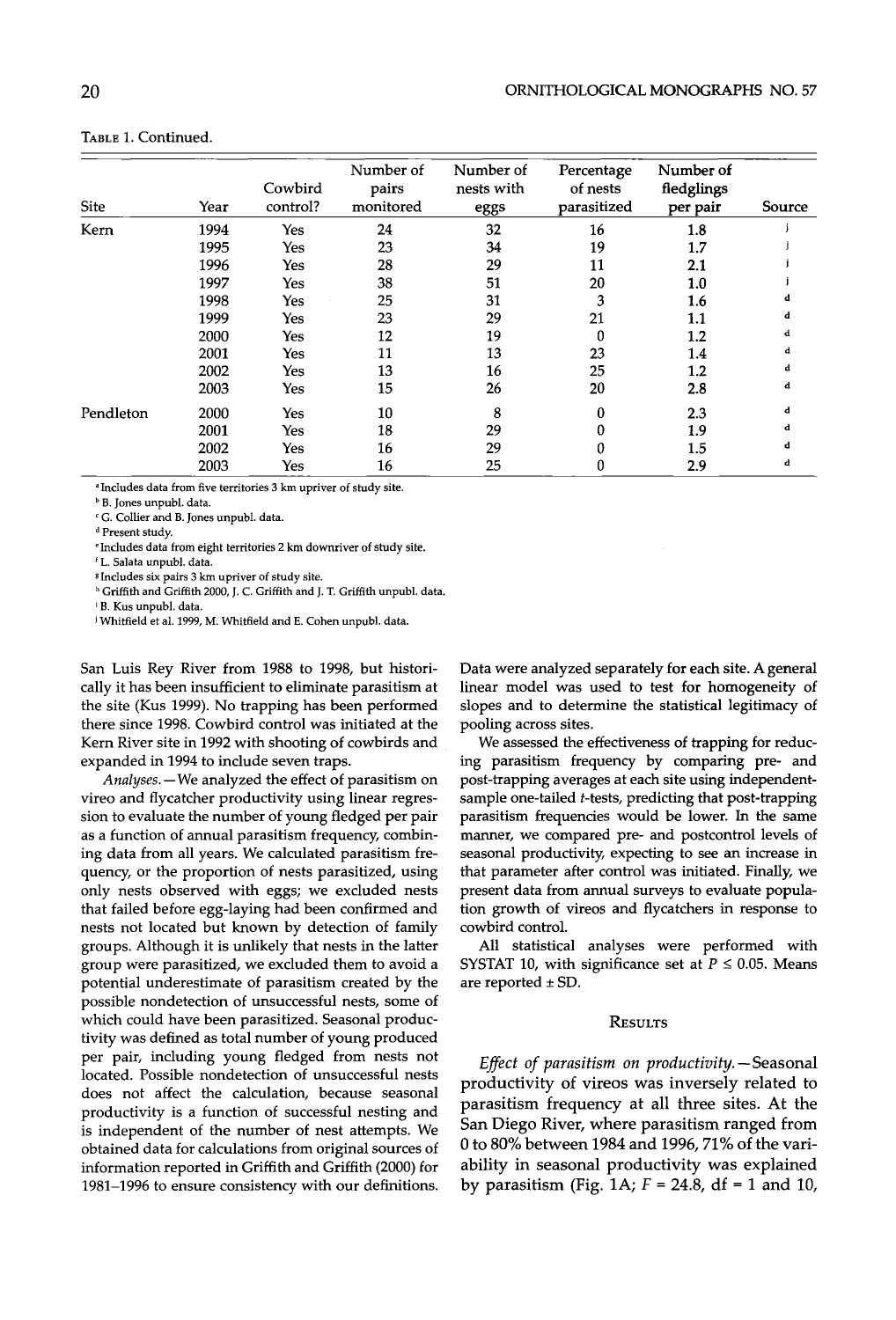TABLE 1. Continued.

| Site | Year | Cowbird control? | Number of pairs monitored | Number of nests with eggs | Percentage of nests parasitized | Number of fledglings per pair | Source |
|---|---|---|---|---|---|---|---|
| Kern | 1994 | Yes | 24 | 32 | 16 | 1.8 | j |
| | 1995 | Yes | 23 | 34 | 19 | 1.7 | j |
| | 1996 | Yes | 28 | 29 | 11 | 2.1 | j |
| | 1997 | Yes | 38 | 51 | 20 | 1.0 | j |
| | 1998 | Yes | 25 | 31 | 3 | 1.6 | d |
| | 1999 | Yes | 23 | 29 | 21 | 1.1 | d |
| | 2000 | Yes | 12 | 19 | 0 | 1.2 | d |
| | 2001 | Yes | 11 | 13 | 23 | 1.4 | d |
| | 2002 | Yes | 13 | 16 | 25 | 1.2 | d |
| | 2003 | Yes | 15 | 26 | 20 | 2.8 | d |
| Pendleton | 2000 | Yes | 10 | 8 | 0 | 2.3 | d |
| | 2001 | Yes | 18 | 29 | 0 | 1.9 | d |
| | 2002 | Yes | 16 | 29 | 0 | 1.5 | d |
| | 2003 | Yes | 16 | 25 | 0 | 2.9 | d |

[a] Includes data from five territories 3 km upriver of study site.
[b] B. Jones unpubl. data.
[c] G. Collier and B. Jones unpubl. data.
[d] Present study.
[e] Includes data from eight territories 2 km downriver of study site.
[f] L. Salata unpubl. data.
[g] Includes six pairs 3 km upriver of study site.
[h] Griffith and Griffith 2000, J. C. Griffith and J. T. Griffith unpubl. data.
[i] B. Kus unpubl. data.
[j] Whitfield et al. 1999, M. Whitfield and E. Cohen unpubl. data.

San Luis Rey River from 1988 to 1998, but historically it has been insufficient to eliminate parasitism at the site (Kus 1999). No trapping has been performed there since 1998. Cowbird control was initiated at the Kern River site in 1992 with shooting of cowbirds and expanded in 1994 to include seven traps.

*Analyses.*—We analyzed the effect of parasitism on vireo and flycatcher productivity using linear regression to evaluate the number of young fledged per pair as a function of annual parasitism frequency, combining data from all years. We calculated parasitism frequency, or the proportion of nests parasitized, using only nests observed with eggs; we excluded nests that failed before egg-laying had been confirmed and nests not located but known by detection of family groups. Although it is unlikely that nests in the latter group were parasitized, we excluded them to avoid a potential underestimate of parasitism created by the possible nondetection of unsuccessful nests, some of which could have been parasitized. Seasonal productivity was defined as total number of young produced per pair, including young fledged from nests not located. Possible nondetection of unsuccessful nests does not affect the calculation, because seasonal productivity is a function of successful nesting and is independent of the number of nest attempts. We obtained data for calculations from original sources of information reported in Griffith and Griffith (2000) for 1981–1996 to ensure consistency with our definitions.

Data were analyzed separately for each site. A general linear model was used to test for homogeneity of slopes and to determine the statistical legitimacy of pooling across sites.

We assessed the effectiveness of trapping for reducing parasitism frequency by comparing pre- and post-trapping averages at each site using independent-sample one-tailed $t$-tests, predicting that post-trapping parasitism frequencies would be lower. In the same manner, we compared pre- and postcontrol levels of seasonal productivity, expecting to see an increase in that parameter after control was initiated. Finally, we present data from annual surveys to evaluate population growth of vireos and flycatchers in response to cowbird control.

All statistical analyses were performed with SYSTAT 10, with significance set at $P \leq 0.05$. Means are reported ± SD.

## RESULTS

*Effect of parasitism on productivity.*—Seasonal productivity of vireos was inversely related to parasitism frequency at all three sites. At the San Diego River, where parasitism ranged from 0 to 80% between 1984 and 1996, 71% of the variability in seasonal productivity was explained by parasitism (Fig. 1A; $F = 24.8$, df = 1 and 10,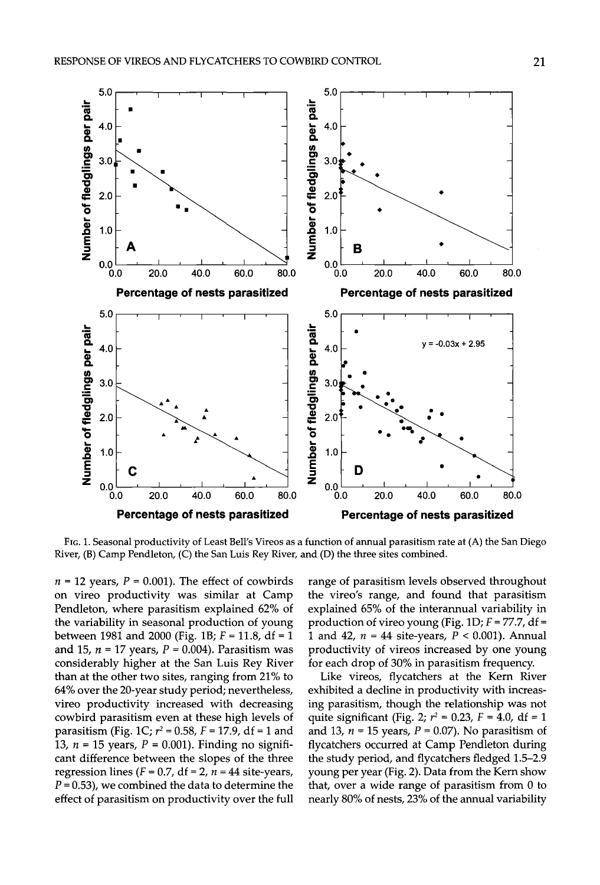FIG. 1. Seasonal productivity of Least Bell's Vireos as a function of annual parasitism rate at (A) the San Diego River, (B) Camp Pendleton, (C) the San Luis Rey River, and (D) the three sites combined.

$n$ = 12 years, $P$ = 0.001). The effect of cowbirds on vireo productivity was similar at Camp Pendleton, where parasitism explained 62% of the variability in seasonal production of young between 1981 and 2000 (Fig. 1B; $F$ = 11.8, df = 1 and 15, $n$ = 17 years, $P$ = 0.004). Parasitism was considerably higher at the San Luis Rey River than at the other two sites, ranging from 21% to 64% over the 20-year study period; nevertheless, vireo productivity increased with decreasing cowbird parasitism even at these high levels of parasitism (Fig. 1C; $r^2$ = 0.58, $F$ = 17.9, df = 1 and 13, $n$ = 15 years, $P$ = 0.001). Finding no significant difference between the slopes of the three regression lines ($F$ = 0.7, df = 2, $n$ = 44 site-years, $P$ = 0.53), we combined the data to determine the effect of parasitism on productivity over the full range of parasitism levels observed throughout the vireo's range, and found that parasitism explained 65% of the interannual variability in production of vireo young (Fig. 1D; $F$ = 77.7, df = 1 and 42, $n$ = 44 site-years, $P$ < 0.001). Annual productivity of vireos increased by one young for each drop of 30% in parasitism frequency.

Like vireos, flycatchers at the Kern River exhibited a decline in productivity with increasing parasitism, though the relationship was not quite significant (Fig. 2; $r^2$ = 0.23, $F$ = 4.0, df = 1 and 13, $n$ = 15 years, $P$ = 0.07). No parasitism of flycatchers occurred at Camp Pendleton during the study period, and flycatchers fledged 1.5–2.9 young per year (Fig. 2). Data from the Kern show that, over a wide range of parasitism from 0 to nearly 80% of nests, 23% of the annual variability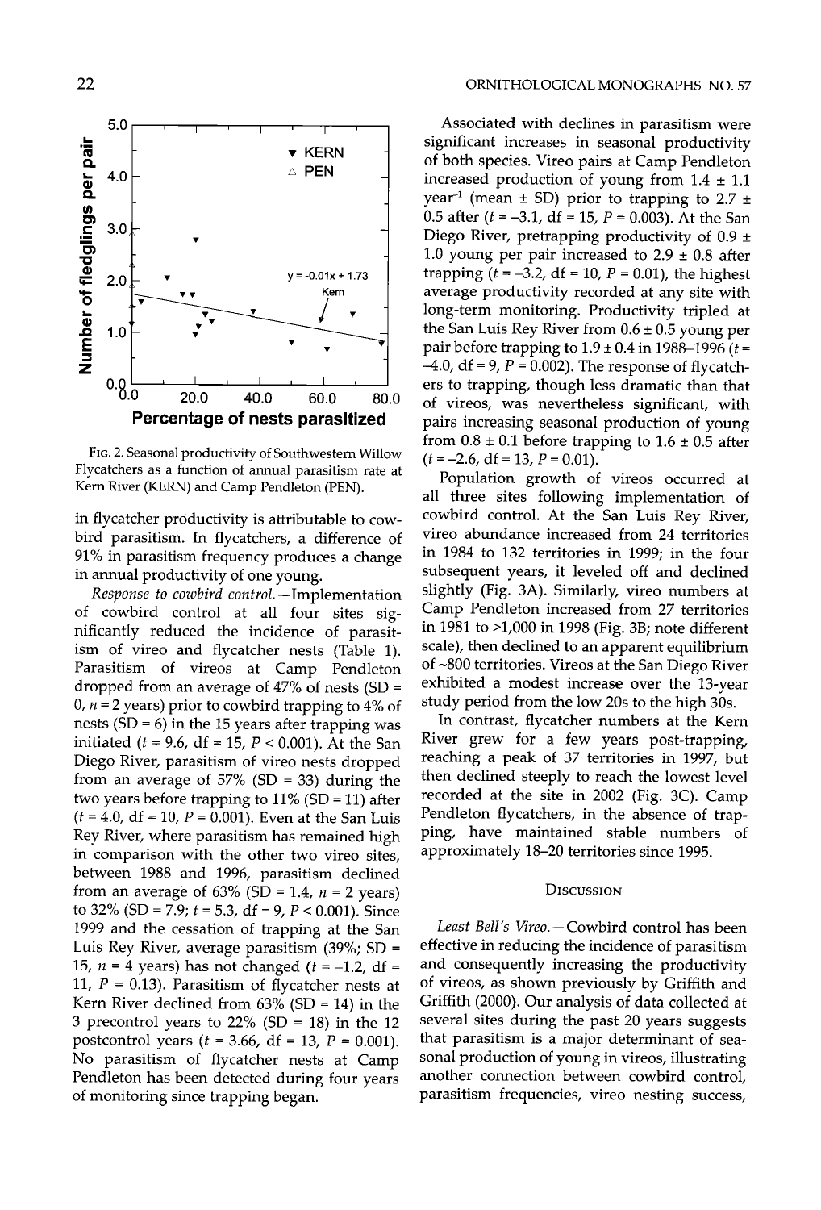FIG. 2. Seasonal productivity of Southwestern Willow Flycatchers as a function of annual parasitism rate at Kern River (KERN) and Camp Pendleton (PEN).

in flycatcher productivity is attributable to cowbird parasitism. In flycatchers, a difference of 91% in parasitism frequency produces a change in annual productivity of one young.

*Response to cowbird control.*—Implementation of cowbird control at all four sites significantly reduced the incidence of parasitism of vireo and flycatcher nests (Table 1). Parasitism of vireos at Camp Pendleton dropped from an average of 47% of nests (SD = 0, $n = 2$ years) prior to cowbird trapping to 4% of nests (SD = 6) in the 15 years after trapping was initiated ($t = 9.6$, df = 15, $P < 0.001$). At the San Diego River, parasitism of vireo nests dropped from an average of 57% (SD = 33) during the two years before trapping to 11% (SD = 11) after ($t = 4.0$, df = 10, $P = 0.001$). Even at the San Luis Rey River, where parasitism has remained high in comparison with the other two vireo sites, between 1988 and 1996, parasitism declined from an average of 63% (SD = 1.4, $n = 2$ years) to 32% (SD = 7.9; $t = 5.3$, df = 9, $P < 0.001$). Since 1999 and the cessation of trapping at the San Luis Rey River, average parasitism (39%; SD = 15, $n = 4$ years) has not changed ($t = -1.2$, df = 11, $P = 0.13$). Parasitism of flycatcher nests at Kern River declined from 63% (SD = 14) in the 3 precontrol years to 22% (SD = 18) in the 12 postcontrol years ($t = 3.66$, df = 13, $P = 0.001$). No parasitism of flycatcher nests at Camp Pendleton has been detected during four years of monitoring since trapping began.

Associated with declines in parasitism were significant increases in seasonal productivity of both species. Vireo pairs at Camp Pendleton increased production of young from 1.4 ± 1.1 year$^{-1}$ (mean ± SD) prior to trapping to 2.7 ± 0.5 after ($t = -3.1$, df = 15, $P = 0.003$). At the San Diego River, pretrapping productivity of 0.9 ± 1.0 young per pair increased to 2.9 ± 0.8 after trapping ($t = -3.2$, df = 10, $P = 0.01$), the highest average productivity recorded at any site with long-term monitoring. Productivity tripled at the San Luis Rey River from 0.6 ± 0.5 young per pair before trapping to 1.9 ± 0.4 in 1988–1996 ($t = -4.0$, df = 9, $P = 0.002$). The response of flycatchers to trapping, though less dramatic than that of vireos, was nevertheless significant, with pairs increasing seasonal production of young from 0.8 ± 0.1 before trapping to 1.6 ± 0.5 after ($t = -2.6$, df = 13, $P = 0.01$).

Population growth of vireos occurred at all three sites following implementation of cowbird control. At the San Luis Rey River, vireo abundance increased from 24 territories in 1984 to 132 territories in 1999; in the four subsequent years, it leveled off and declined slightly (Fig. 3A). Similarly, vireo numbers at Camp Pendleton increased from 27 territories in 1981 to >1,000 in 1998 (Fig. 3B; note different scale), then declined to an apparent equilibrium of ~800 territories. Vireos at the San Diego River exhibited a modest increase over the 13-year study period from the low 20s to the high 30s.

In contrast, flycatcher numbers at the Kern River grew for a few years post-trapping, reaching a peak of 37 territories in 1997, but then declined steeply to reach the lowest level recorded at the site in 2002 (Fig. 3C). Camp Pendleton flycatchers, in the absence of trapping, have maintained stable numbers of approximately 18–20 territories since 1995.

## DISCUSSION

*Least Bell's Vireo.*—Cowbird control has been effective in reducing the incidence of parasitism and consequently increasing the productivity of vireos, as shown previously by Griffith and Griffith (2000). Our analysis of data collected at several sites during the past 20 years suggests that parasitism is a major determinant of seasonal production of young in vireos, illustrating another connection between cowbird control, parasitism frequencies, vireo nesting success,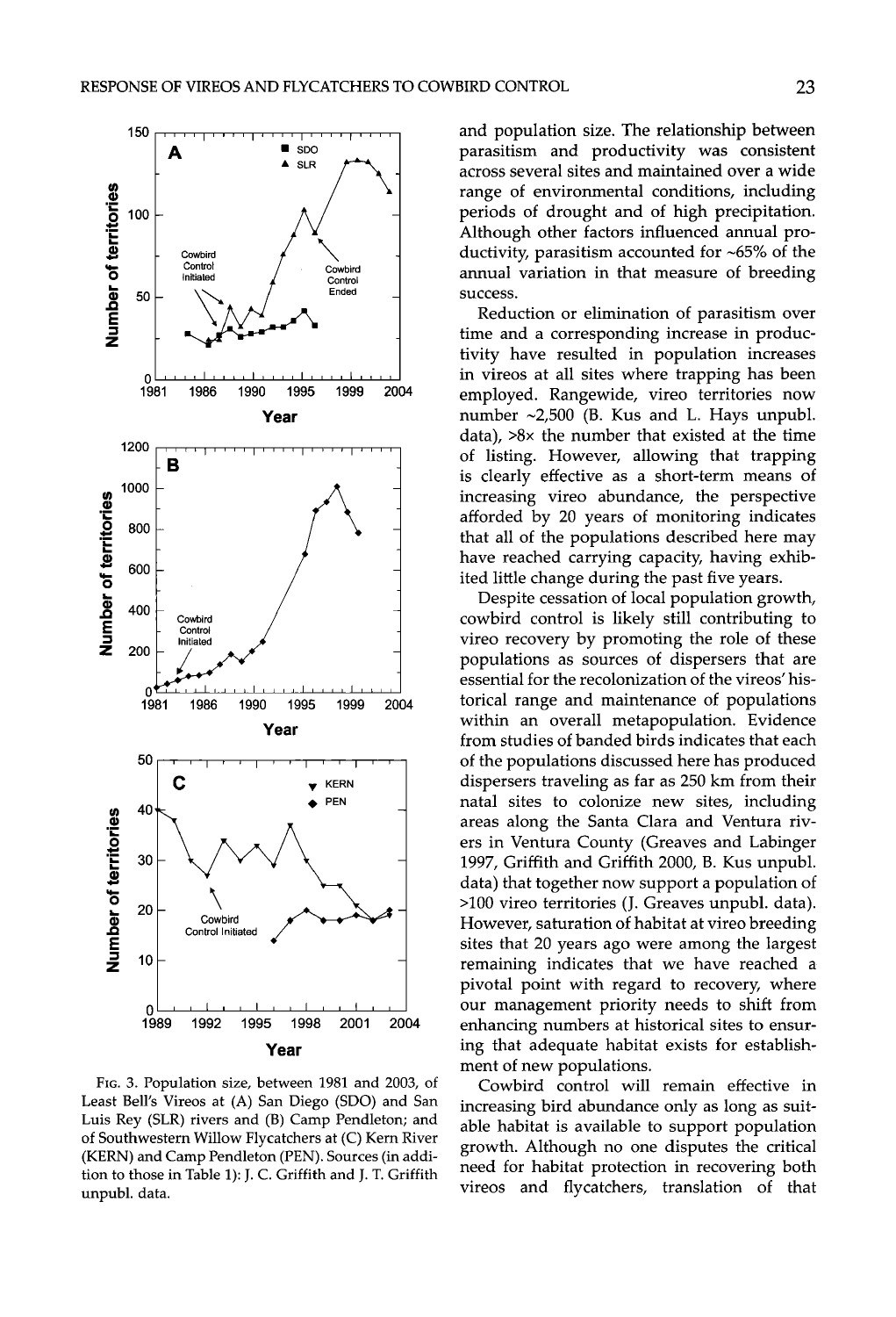FIG. 3. Population size, between 1981 and 2003, of Least Bell's Vireos at (A) San Diego (SDO) and San Luis Rey (SLR) rivers and (B) Camp Pendleton; and of Southwestern Willow Flycatchers at (C) Kern River (KERN) and Camp Pendleton (PEN). Sources (in addition to those in Table 1): J. C. Griffith and J. T. Griffith unpubl. data.

and population size. The relationship between parasitism and productivity was consistent across several sites and maintained over a wide range of environmental conditions, including periods of drought and of high precipitation. Although other factors influenced annual productivity, parasitism accounted for ~65% of the annual variation in that measure of breeding success.

Reduction or elimination of parasitism over time and a corresponding increase in productivity have resulted in population increases in vireos at all sites where trapping has been employed. Rangewide, vireo territories now number ~2,500 (B. Kus and L. Hays unpubl. data), >8× the number that existed at the time of listing. However, allowing that trapping is clearly effective as a short-term means of increasing vireo abundance, the perspective afforded by 20 years of monitoring indicates that all of the populations described here may have reached carrying capacity, having exhibited little change during the past five years.

Despite cessation of local population growth, cowbird control is likely still contributing to vireo recovery by promoting the role of these populations as sources of dispersers that are essential for the recolonization of the vireos' historical range and maintenance of populations within an overall metapopulation. Evidence from studies of banded birds indicates that each of the populations discussed here has produced dispersers traveling as far as 250 km from their natal sites to colonize new sites, including areas along the Santa Clara and Ventura rivers in Ventura County (Greaves and Labinger 1997, Griffith and Griffith 2000, B. Kus unpubl. data) that together now support a population of >100 vireo territories (J. Greaves unpubl. data). However, saturation of habitat at vireo breeding sites that 20 years ago were among the largest remaining indicates that we have reached a pivotal point with regard to recovery, where our management priority needs to shift from enhancing numbers at historical sites to ensuring that adequate habitat exists for establishment of new populations.

Cowbird control will remain effective in increasing bird abundance only as long as suitable habitat is available to support population growth. Although no one disputes the critical need for habitat protection in recovering both vireos and flycatchers, translation of that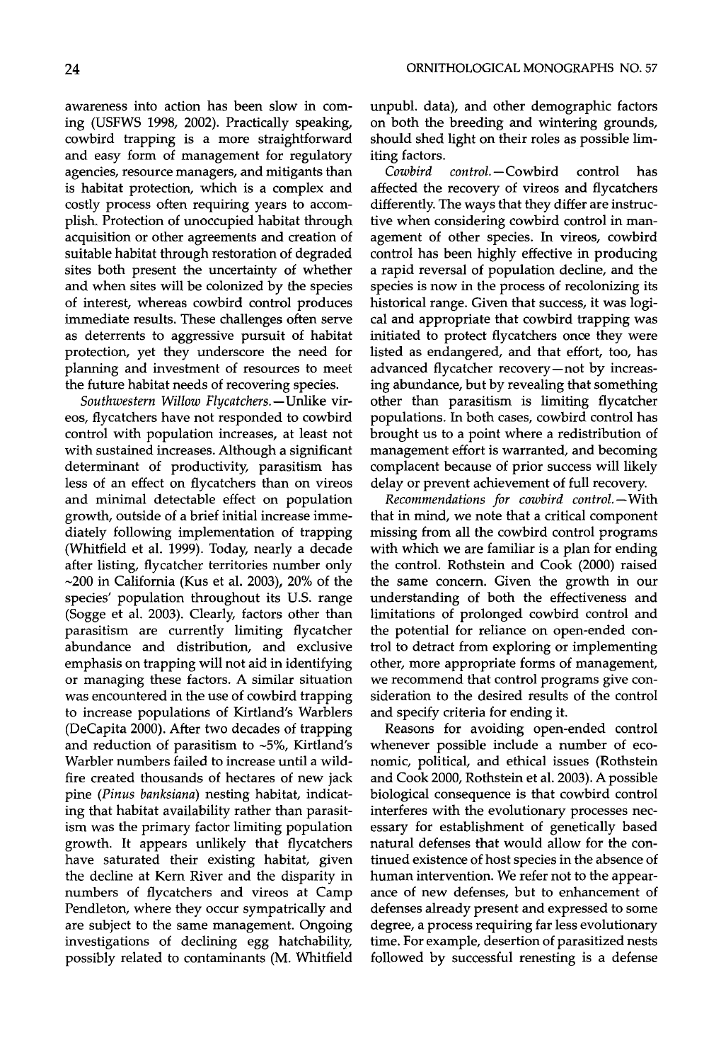awareness into action has been slow in coming (USFWS 1998, 2002). Practically speaking, cowbird trapping is a more straightforward and easy form of management for regulatory agencies, resource managers, and mitigants than is habitat protection, which is a complex and costly process often requiring years to accomplish. Protection of unoccupied habitat through acquisition or other agreements and creation of suitable habitat through restoration of degraded sites both present the uncertainty of whether and when sites will be colonized by the species of interest, whereas cowbird control produces immediate results. These challenges often serve as deterrents to aggressive pursuit of habitat protection, yet they underscore the need for planning and investment of resources to meet the future habitat needs of recovering species.

*Southwestern Willow Flycatchers.*—Unlike vireos, flycatchers have not responded to cowbird control with population increases, at least not with sustained increases. Although a significant determinant of productivity, parasitism has less of an effect on flycatchers than on vireos and minimal detectable effect on population growth, outside of a brief initial increase immediately following implementation of trapping (Whitfield et al. 1999). Today, nearly a decade after listing, flycatcher territories number only ~200 in California (Kus et al. 2003), 20% of the species' population throughout its U.S. range (Sogge et al. 2003). Clearly, factors other than parasitism are currently limiting flycatcher abundance and distribution, and exclusive emphasis on trapping will not aid in identifying or managing these factors. A similar situation was encountered in the use of cowbird trapping to increase populations of Kirtland's Warblers (DeCapita 2000). After two decades of trapping and reduction of parasitism to ~5%, Kirtland's Warbler numbers failed to increase until a wildfire created thousands of hectares of new jack pine (*Pinus banksiana*) nesting habitat, indicating that habitat availability rather than parasitism was the primary factor limiting population growth. It appears unlikely that flycatchers have saturated their existing habitat, given the decline at Kern River and the disparity in numbers of flycatchers and vireos at Camp Pendleton, where they occur sympatrically and are subject to the same management. Ongoing investigations of declining egg hatchability, possibly related to contaminants (M. Whitfield unpubl. data), and other demographic factors on both the breeding and wintering grounds, should shed light on their roles as possible limiting factors.

*Cowbird control.*—Cowbird control has affected the recovery of vireos and flycatchers differently. The ways that they differ are instructive when considering cowbird control in management of other species. In vireos, cowbird control has been highly effective in producing a rapid reversal of population decline, and the species is now in the process of recolonizing its historical range. Given that success, it was logical and appropriate that cowbird trapping was initiated to protect flycatchers once they were listed as endangered, and that effort, too, has advanced flycatcher recovery—not by increasing abundance, but by revealing that something other than parasitism is limiting flycatcher populations. In both cases, cowbird control has brought us to a point where a redistribution of management effort is warranted, and becoming complacent because of prior success will likely delay or prevent achievement of full recovery.

*Recommendations for cowbird control.*—With that in mind, we note that a critical component missing from all the cowbird control programs with which we are familiar is a plan for ending the control. Rothstein and Cook (2000) raised the same concern. Given the growth in our understanding of both the effectiveness and limitations of prolonged cowbird control and the potential for reliance on open-ended control to detract from exploring or implementing other, more appropriate forms of management, we recommend that control programs give consideration to the desired results of the control and specify criteria for ending it.

Reasons for avoiding open-ended control whenever possible include a number of economic, political, and ethical issues (Rothstein and Cook 2000, Rothstein et al. 2003). A possible biological consequence is that cowbird control interferes with the evolutionary processes necessary for establishment of genetically based natural defenses that would allow for the continued existence of host species in the absence of human intervention. We refer not to the appearance of new defenses, but to enhancement of defenses already present and expressed to some degree, a process requiring far less evolutionary time. For example, desertion of parasitized nests followed by successful renesting is a defense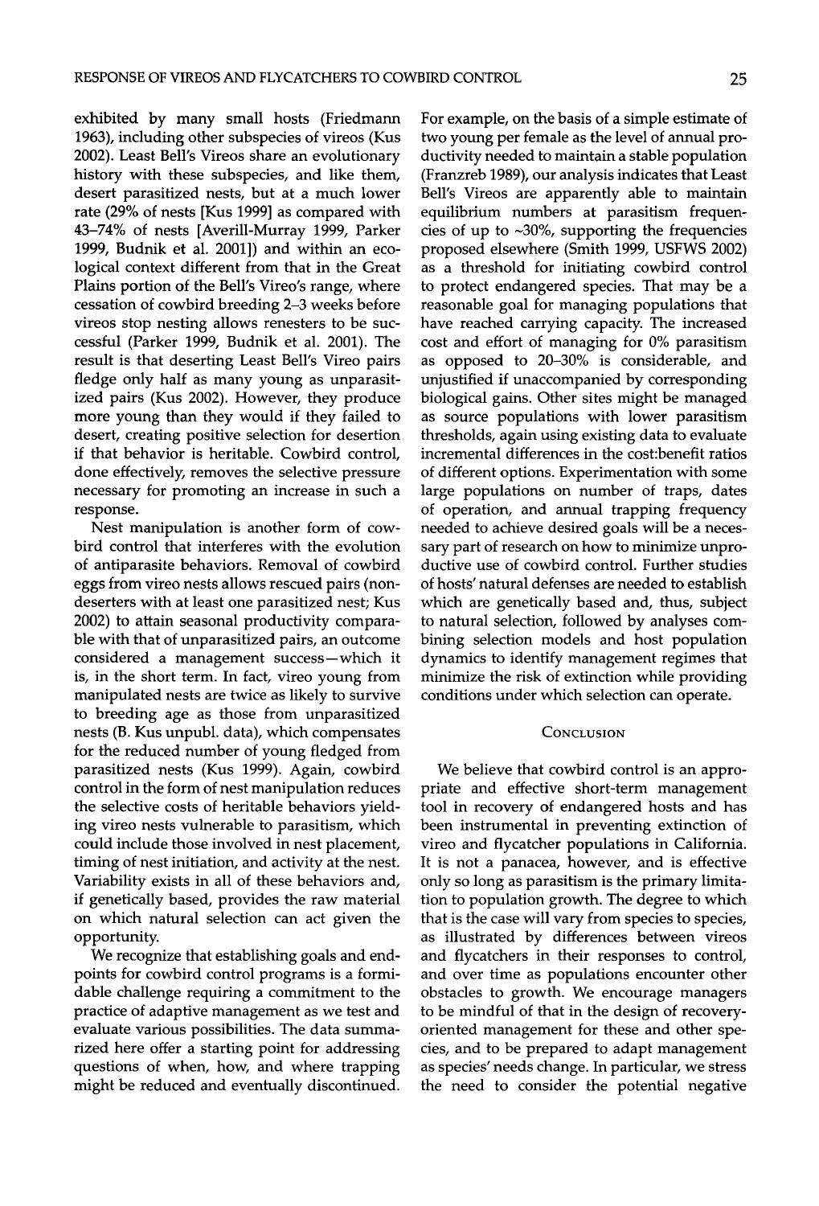exhibited by many small hosts (Friedmann 1963), including other subspecies of vireos (Kus 2002). Least Bell's Vireos share an evolutionary history with these subspecies, and like them, desert parasitized nests, but at a much lower rate (29% of nests [Kus 1999] as compared with 43–74% of nests [Averill-Murray 1999, Parker 1999, Budnik et al. 2001]) and within an ecological context different from that in the Great Plains portion of the Bell's Vireo's range, where cessation of cowbird breeding 2–3 weeks before vireos stop nesting allows renesters to be successful (Parker 1999, Budnik et al. 2001). The result is that deserting Least Bell's Vireo pairs fledge only half as many young as unparasitized pairs (Kus 2002). However, they produce more young than they would if they failed to desert, creating positive selection for desertion if that behavior is heritable. Cowbird control, done effectively, removes the selective pressure necessary for promoting an increase in such a response.

Nest manipulation is another form of cowbird control that interferes with the evolution of antiparasite behaviors. Removal of cowbird eggs from vireo nests allows rescued pairs (nondeserters with at least one parasitized nest; Kus 2002) to attain seasonal productivity comparable with that of unparasitized pairs, an outcome considered a management success—which it is, in the short term. In fact, vireo young from manipulated nests are twice as likely to survive to breeding age as those from unparasitized nests (B. Kus unpubl. data), which compensates for the reduced number of young fledged from parasitized nests (Kus 1999). Again, cowbird control in the form of nest manipulation reduces the selective costs of heritable behaviors yielding vireo nests vulnerable to parasitism, which could include those involved in nest placement, timing of nest initiation, and activity at the nest. Variability exists in all of these behaviors and, if genetically based, provides the raw material on which natural selection can act given the opportunity.

We recognize that establishing goals and endpoints for cowbird control programs is a formidable challenge requiring a commitment to the practice of adaptive management as we test and evaluate various possibilities. The data summarized here offer a starting point for addressing questions of when, how, and where trapping might be reduced and eventually discontinued. For example, on the basis of a simple estimate of two young per female as the level of annual productivity needed to maintain a stable population (Franzreb 1989), our analysis indicates that Least Bell's Vireos are apparently able to maintain equilibrium numbers at parasitism frequencies of up to ~30%, supporting the frequencies proposed elsewhere (Smith 1999, USFWS 2002) as a threshold for initiating cowbird control to protect endangered species. That may be a reasonable goal for managing populations that have reached carrying capacity. The increased cost and effort of managing for 0% parasitism as opposed to 20–30% is considerable, and unjustified if unaccompanied by corresponding biological gains. Other sites might be managed as source populations with lower parasitism thresholds, again using existing data to evaluate incremental differences in the cost:benefit ratios of different options. Experimentation with some large populations on number of traps, dates of operation, and annual trapping frequency needed to achieve desired goals will be a necessary part of research on how to minimize unproductive use of cowbird control. Further studies of hosts' natural defenses are needed to establish which are genetically based and, thus, subject to natural selection, followed by analyses combining selection models and host population dynamics to identify management regimes that minimize the risk of extinction while providing conditions under which selection can operate.

## Conclusion

We believe that cowbird control is an appropriate and effective short-term management tool in recovery of endangered hosts and has been instrumental in preventing extinction of vireo and flycatcher populations in California. It is not a panacea, however, and is effective only so long as parasitism is the primary limitation to population growth. The degree to which that is the case will vary from species to species, as illustrated by differences between vireos and flycatchers in their responses to control, and over time as populations encounter other obstacles to growth. We encourage managers to be mindful of that in the design of recovery-oriented management for these and other species, and to be prepared to adapt management as species' needs change. In particular, we stress the need to consider the potential negative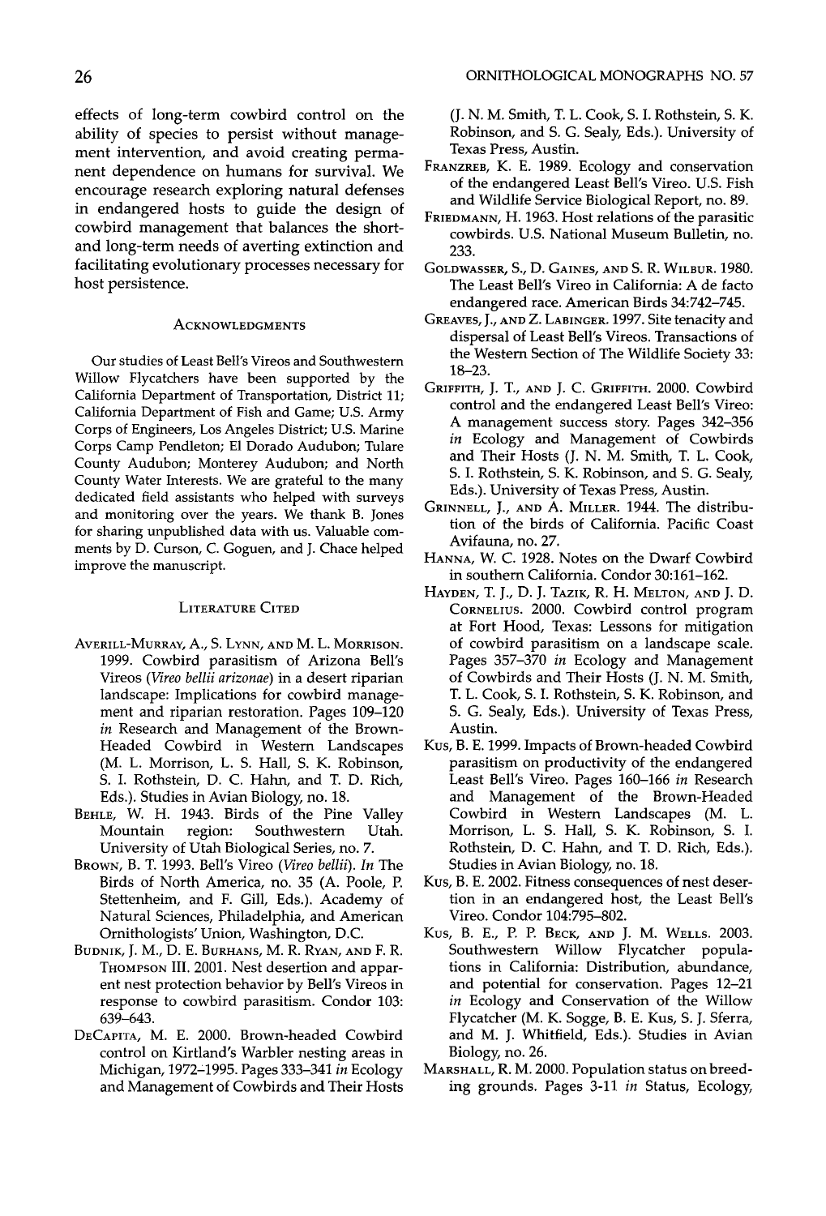effects of long-term cowbird control on the ability of species to persist without management intervention, and avoid creating permanent dependence on humans for survival. We encourage research exploring natural defenses in endangered hosts to guide the design of cowbird management that balances the short- and long-term needs of averting extinction and facilitating evolutionary processes necessary for host persistence.

## Acknowledgments

Our studies of Least Bell's Vireos and Southwestern Willow Flycatchers have been supported by the California Department of Transportation, District 11; California Department of Fish and Game; U.S. Army Corps of Engineers, Los Angeles District; U.S. Marine Corps Camp Pendleton; El Dorado Audubon; Tulare County Audubon; Monterey Audubon; and North County Water Interests. We are grateful to the many dedicated field assistants who helped with surveys and monitoring over the years. We thank B. Jones for sharing unpublished data with us. Valuable comments by D. Curson, C. Goguen, and J. Chace helped improve the manuscript.

## Literature Cited

Averill-Murray, A., S. Lynn, and M. L. Morrison. 1999. Cowbird parasitism of Arizona Bell's Vireos (*Vireo bellii arizonae*) in a desert riparian landscape: Implications for cowbird management and riparian restoration. Pages 109–120 *in* Research and Management of the Brown-Headed Cowbird in Western Landscapes (M. L. Morrison, L. S. Hall, S. K. Robinson, S. I. Rothstein, D. C. Hahn, and T. D. Rich, Eds.). Studies in Avian Biology, no. 18.

Behle, W. H. 1943. Birds of the Pine Valley Mountain region: Southwestern Utah. University of Utah Biological Series, no. 7.

Brown, B. T. 1993. Bell's Vireo (*Vireo bellii*). *In* The Birds of North America, no. 35 (A. Poole, P. Stettenheim, and F. Gill, Eds.). Academy of Natural Sciences, Philadelphia, and American Ornithologists' Union, Washington, D.C.

Budnik, J. M., D. E. Burhans, M. R. Ryan, and F. R. Thompson III. 2001. Nest desertion and apparent nest protection behavior by Bell's Vireos in response to cowbird parasitism. Condor 103: 639–643.

DeCapita, M. E. 2000. Brown-headed Cowbird control on Kirtland's Warbler nesting areas in Michigan, 1972–1995. Pages 333–341 *in* Ecology and Management of Cowbirds and Their Hosts (J. N. M. Smith, T. L. Cook, S. I. Rothstein, S. K. Robinson, and S. G. Sealy, Eds.). University of Texas Press, Austin.

Franzreb, K. E. 1989. Ecology and conservation of the endangered Least Bell's Vireo. U.S. Fish and Wildlife Service Biological Report, no. 89.

Friedmann, H. 1963. Host relations of the parasitic cowbirds. U.S. National Museum Bulletin, no. 233.

Goldwasser, S., D. Gaines, and S. R. Wilbur. 1980. The Least Bell's Vireo in California: A de facto endangered race. American Birds 34:742–745.

Greaves, J., and Z. Labinger. 1997. Site tenacity and dispersal of Least Bell's Vireos. Transactions of the Western Section of The Wildlife Society 33: 18–23.

Griffith, J. T., and J. C. Griffith. 2000. Cowbird control and the endangered Least Bell's Vireo: A management success story. Pages 342–356 *in* Ecology and Management of Cowbirds and Their Hosts (J. N. M. Smith, T. L. Cook, S. I. Rothstein, S. K. Robinson, and S. G. Sealy, Eds.). University of Texas Press, Austin.

Grinnell, J., and A. Miller. 1944. The distribution of the birds of California. Pacific Coast Avifauna, no. 27.

Hanna, W. C. 1928. Notes on the Dwarf Cowbird in southern California. Condor 30:161–162.

Hayden, T. J., D. J. Tazik, R. H. Melton, and J. D. Cornelius. 2000. Cowbird control program at Fort Hood, Texas: Lessons for mitigation of cowbird parasitism on a landscape scale. Pages 357–370 *in* Ecology and Management of Cowbirds and Their Hosts (J. N. M. Smith, T. L. Cook, S. I. Rothstein, S. K. Robinson, and S. G. Sealy, Eds.). University of Texas Press, Austin.

Kus, B. E. 1999. Impacts of Brown-headed Cowbird parasitism on productivity of the endangered Least Bell's Vireo. Pages 160–166 *in* Research and Management of the Brown-Headed Cowbird in Western Landscapes (M. L. Morrison, L. S. Hall, S. K. Robinson, S. I. Rothstein, D. C. Hahn, and T. D. Rich, Eds.). Studies in Avian Biology, no. 18.

Kus, B. E. 2002. Fitness consequences of nest desertion in an endangered host, the Least Bell's Vireo. Condor 104:795–802.

Kus, B. E., P. P. Beck, and J. M. Wells. 2003. Southwestern Willow Flycatcher populations in California: Distribution, abundance, and potential for conservation. Pages 12–21 *in* Ecology and Conservation of the Willow Flycatcher (M. K. Sogge, B. E. Kus, S. J. Sferra, and M. J. Whitfield, Eds.). Studies in Avian Biology, no. 26.

Marshall, R. M. 2000. Population status on breeding grounds. Pages 3-11 *in* Status, Ecology,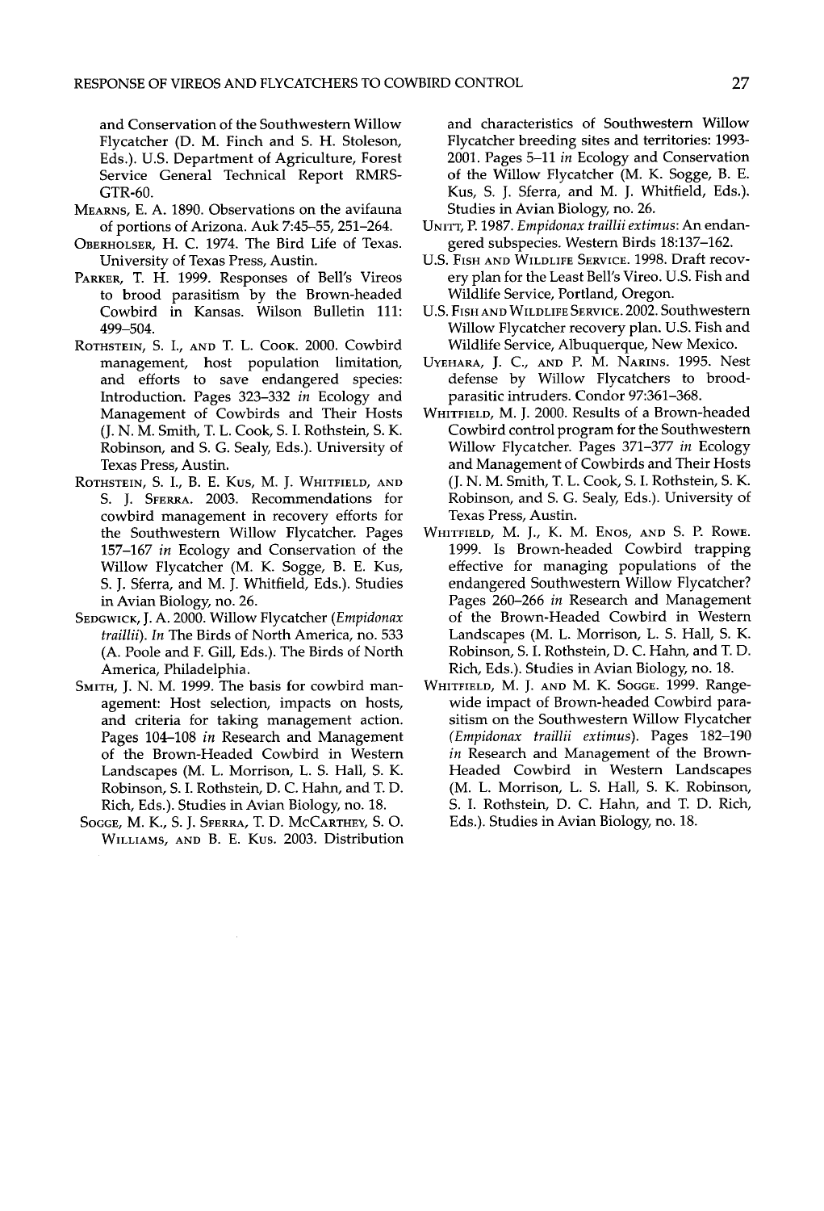and Conservation of the Southwestern Willow Flycatcher (D. M. Finch and S. H. Stoleson, Eds.). U.S. Department of Agriculture, Forest Service General Technical Report RMRS-GTR-60.

MEARNS, E. A. 1890. Observations on the avifauna of portions of Arizona. Auk 7:45–55, 251–264.

OBERHOLSER, H. C. 1974. The Bird Life of Texas. University of Texas Press, Austin.

PARKER, T. H. 1999. Responses of Bell's Vireos to brood parasitism by the Brown-headed Cowbird in Kansas. Wilson Bulletin 111: 499–504.

ROTHSTEIN, S. I., AND T. L. COOK. 2000. Cowbird management, host population limitation, and efforts to save endangered species: Introduction. Pages 323–332 *in* Ecology and Management of Cowbirds and Their Hosts (J. N. M. Smith, T. L. Cook, S. I. Rothstein, S. K. Robinson, and S. G. Sealy, Eds.). University of Texas Press, Austin.

ROTHSTEIN, S. I., B. E. KUS, M. J. WHITFIELD, AND S. J. SFERRA. 2003. Recommendations for cowbird management in recovery efforts for the Southwestern Willow Flycatcher. Pages 157–167 *in* Ecology and Conservation of the Willow Flycatcher (M. K. Sogge, B. E. Kus, S. J. Sferra, and M. J. Whitfield, Eds.). Studies in Avian Biology, no. 26.

SEDGWICK, J. A. 2000. Willow Flycatcher (*Empidonax traillii*). *In* The Birds of North America, no. 533 (A. Poole and F. Gill, Eds.). The Birds of North America, Philadelphia.

SMITH, J. N. M. 1999. The basis for cowbird management: Host selection, impacts on hosts, and criteria for taking management action. Pages 104–108 *in* Research and Management of the Brown-Headed Cowbird in Western Landscapes (M. L. Morrison, L. S. Hall, S. K. Robinson, S. I. Rothstein, D. C. Hahn, and T. D. Rich, Eds.). Studies in Avian Biology, no. 18.

SOGGE, M. K., S. J. SFERRA, T. D. MCCARTHEY, S. O. WILLIAMS, AND B. E. KUS. 2003. Distribution and characteristics of Southwestern Willow Flycatcher breeding sites and territories: 1993-2001. Pages 5–11 *in* Ecology and Conservation of the Willow Flycatcher (M. K. Sogge, B. E. Kus, S. J. Sferra, and M. J. Whitfield, Eds.). Studies in Avian Biology, no. 26.

UNITT, P. 1987. *Empidonax traillii extimus*: An endangered subspecies. Western Birds 18:137–162.

U.S. FISH AND WILDLIFE SERVICE. 1998. Draft recovery plan for the Least Bell's Vireo. U.S. Fish and Wildlife Service, Portland, Oregon.

U.S. FISH AND WILDLIFE SERVICE. 2002. Southwestern Willow Flycatcher recovery plan. U.S. Fish and Wildlife Service, Albuquerque, New Mexico.

UYEHARA, J. C., AND P. M. NARINS. 1995. Nest defense by Willow Flycatchers to brood-parasitic intruders. Condor 97:361–368.

WHITFIELD, M. J. 2000. Results of a Brown-headed Cowbird control program for the Southwestern Willow Flycatcher. Pages 371–377 *in* Ecology and Management of Cowbirds and Their Hosts (J. N. M. Smith, T. L. Cook, S. I. Rothstein, S. K. Robinson, and S. G. Sealy, Eds.). University of Texas Press, Austin.

WHITFIELD, M. J., K. M. ENOS, AND S. P. ROWE. 1999. Is Brown-headed Cowbird trapping effective for managing populations of the endangered Southwestern Willow Flycatcher? Pages 260–266 *in* Research and Management of the Brown-Headed Cowbird in Western Landscapes (M. L. Morrison, L. S. Hall, S. K. Robinson, S. I. Rothstein, D. C. Hahn, and T. D. Rich, Eds.). Studies in Avian Biology, no. 18.

WHITFIELD, M. J. AND M. K. SOGGE. 1999. Range-wide impact of Brown-headed Cowbird parasitism on the Southwestern Willow Flycatcher (*Empidonax traillii extimus*). Pages 182–190 *in* Research and Management of the Brown-Headed Cowbird in Western Landscapes (M. L. Morrison, L. S. Hall, S. K. Robinson, S. I. Rothstein, D. C. Hahn, and T. D. Rich, Eds.). Studies in Avian Biology, no. 18.